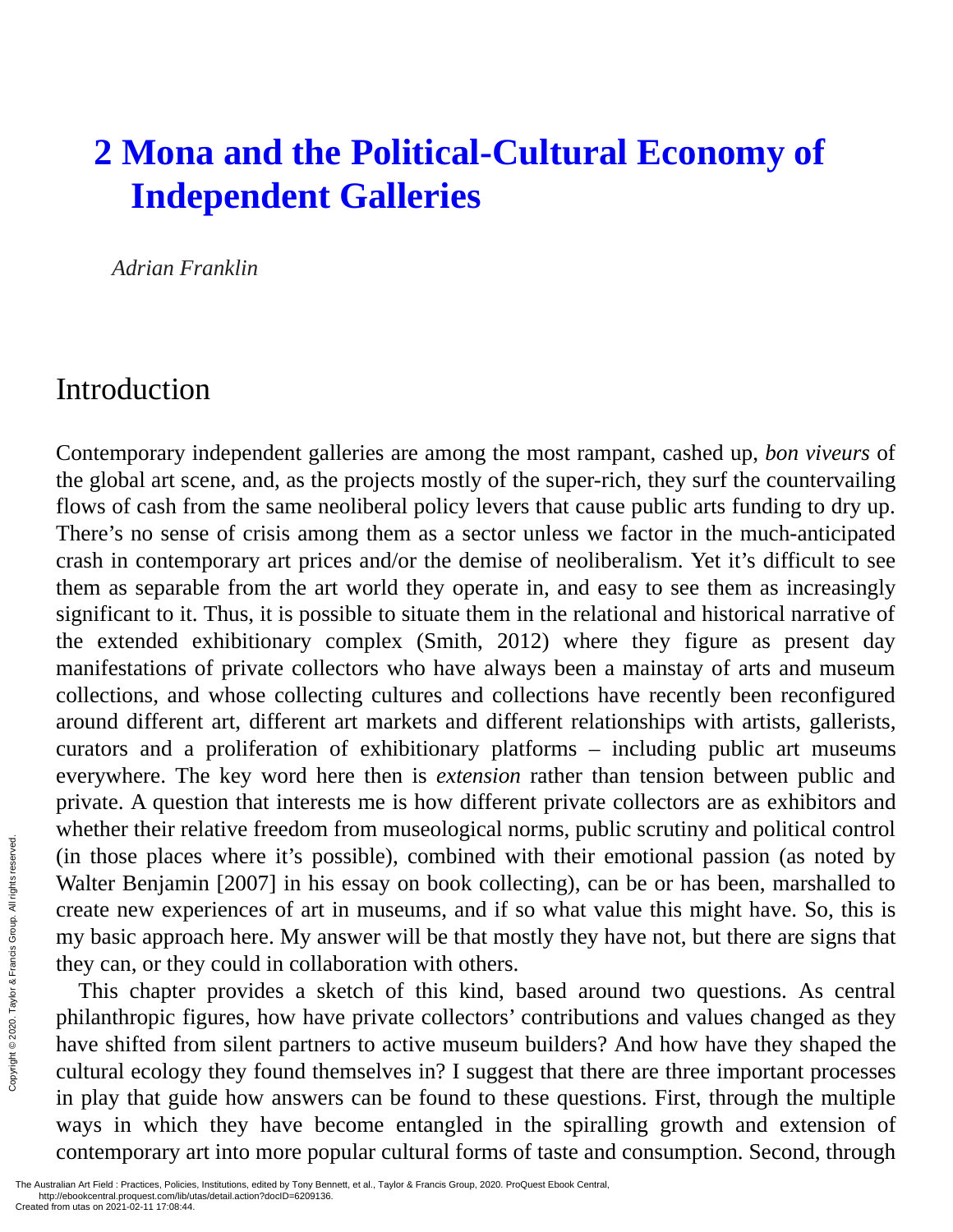# 2 Mona and the Political-Cultural Economy of Independent Galleries

*Adrian Franklin*

## Introduction

Contemporary independent galleries are among the most rampant, cashed up, *bon viveurs* of the global art scene, and, as the projects mostly of the super-rich, they surf the countervailing flows of cash from the same neoliberal policy levers that cause public arts funding to dry up. There's no sense of crisis among them as a sector unless we factor in the much-anticipated crash in contemporary art prices and/or the demise of neoliberalism. Yet it's difficult to see them as separable from the art world they operate in, and easy to see them as increasingly significant to it. Thus, it is possible to situate them in the relational and historical narrative of the extended exhibitionary complex (Smith, 2012) where they figure as present day manifestations of private collectors who have always been a mainstay of arts and museum collections, and whose collecting cultures and collections have recently been reconfigured around different art, different art markets and different relationships with artists, gallerists, curators and a proliferation of exhibitionary platforms – including public art museums everywhere. The key word here then is *extension* rather than tension between public and private. A question that interests me is how different private collectors are as exhibitors and whether their relative freedom from museological norms, public scrutiny and political control (in those places where it's possible), combined with their emotional passion (as noted by Walter Benjamin [2007] in his essay on book collecting), can be or has been, marshalled to create new experiences of art in museums, and if so what value this might have. So, this is my basic approach here. My answer will be that mostly they have not, but there are signs that they can, or they could in collaboration with others.

This chapter provides a sketch of this kind, based around two questions. As central philanthropic figures, how have private collectors' contributions and values changed as they have shifted from silent partners to active museum builders? And how have they shaped the cultural ecology they found themselves in? I suggest that there are three important processes in play that guide how answers can be found to these questions. First, through the multiple ways in which they have become entangled in the spiralling growth and extension of contemporary art into more popular cultural forms of taste and consumption. Second, through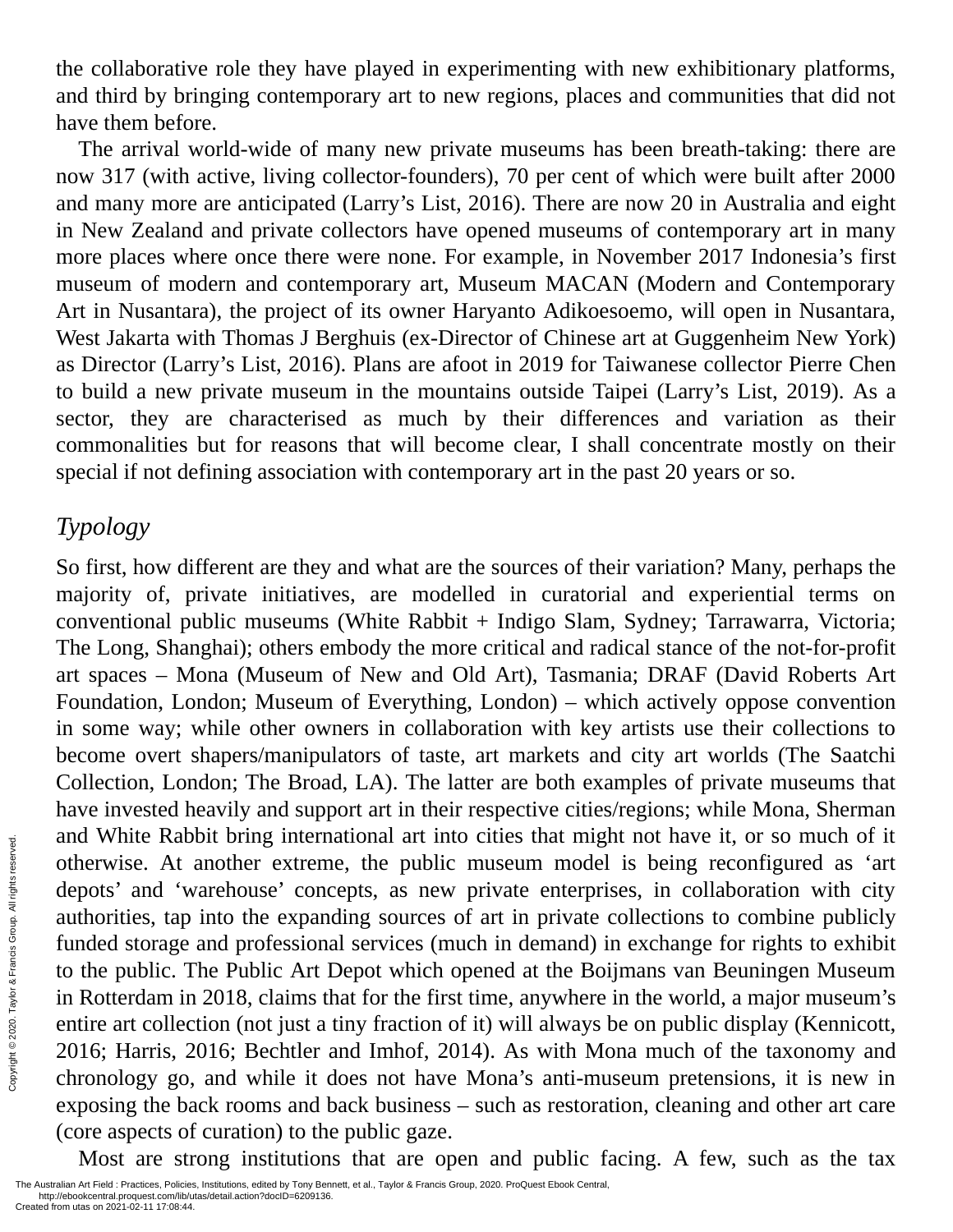the collaborative role they have played in experimenting with new exhibitionary platforms, and third by bringing contemporary art to new regions, places and communities that did not have them before.

The arrival world-wide of many new private museums has been breath-taking: there are now 317 (with active, living collector-founders), 70 per cent of which were built after 2000 and many more are anticipated (Larry's List, 2016). There are now 20 in Australia and eight in New Zealand and private collectors have opened museums of contemporary art in many more places where once there were none. For example, in November 2017 Indonesia's first museum of modern and contemporary art, Museum MACAN (Modern and Contemporary Art in Nusantara), the project of its owner Haryanto Adikoesoemo, will open in Nusantara, West Jakarta with Thomas J Berghuis (ex-Director of Chinese art at Guggenheim New York) as Director (Larry's List, 2016). Plans are afoot in 2019 for Taiwanese collector Pierre Chen to build a new private museum in the mountains outside Taipei (Larry's List, 2019). As a sector, they are characterised as much by their differences and variation as their commonalities but for reasons that will become clear, I shall concentrate mostly on their special if not defining association with contemporary art in the past 20 years or so.

## *Typology*

So first, how different are they and what are the sources of their variation? Many, perhaps the majority of, private initiatives, are modelled in curatorial and experiential terms on conventional public museums (White Rabbit + Indigo Slam, Sydney; Tarrawarra, Victoria; The Long, Shanghai); others embody the more critical and radical stance of the not-for-profit art spaces – Mona (Museum of New and Old Art), Tasmania; DRAF (David Roberts Art Foundation, London; Museum of Everything, London) – which actively oppose convention in some way; while other owners in collaboration with key artists use their collections to become overt shapers/manipulators of taste, art markets and city art worlds (The Saatchi Collection, London; The Broad, LA). The latter are both examples of private museums that have invested heavily and support art in their respective cities/regions; while Mona, Sherman and White Rabbit bring international art into cities that might not have it, or so much of it otherwise. At another extreme, the public museum model is being reconfigured as 'art depots' and 'warehouse' concepts, as new private enterprises, in collaboration with city authorities, tap into the expanding sources of art in private collections to combine publicly funded storage and professional services (much in demand) in exchange for rights to exhibit to the public. The Public Art Depot which opened at the Boijmans van Beuningen Museum in Rotterdam in 2018, claims that for the first time, anywhere in the world, a major museum's entire art collection (not just a tiny fraction of it) will always be on public display (Kennicott, 2016; Harris, 2016; Bechtler and Imhof, 2014). As with Mona much of the taxonomy and chronology go, and while it does not have Mona's anti-museum pretensions, it is new in exposing the back rooms and back business – such as restoration, cleaning and other art care (core aspects of curation) to the public gaze.

Most are strong institutions that are open and public facing. A few, such as the tax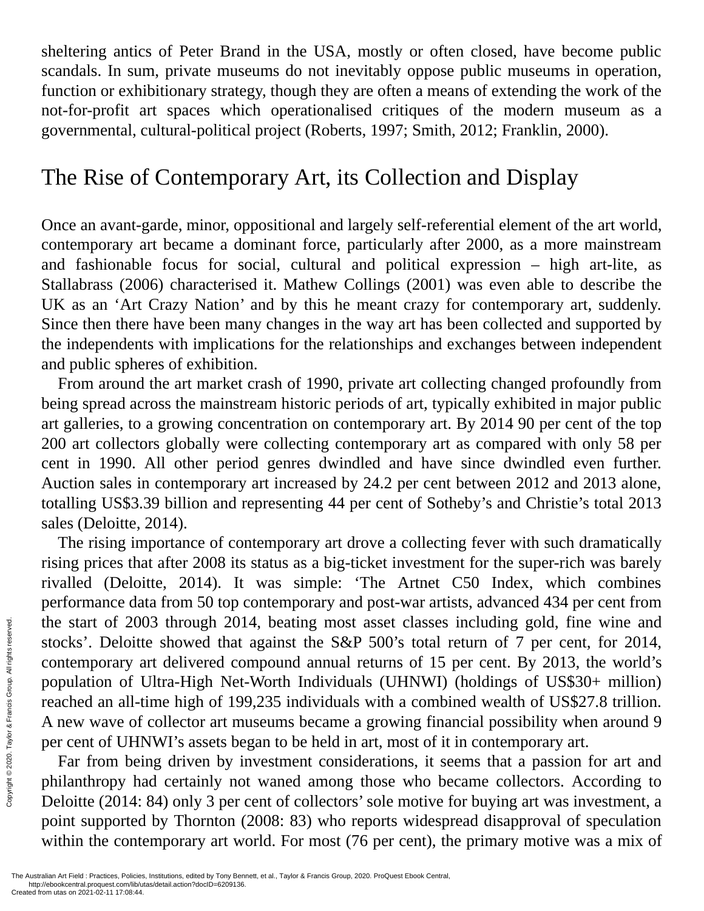sheltering antics of Peter Brand in the USA, mostly or often closed, have become public scandals. In sum, private museums do not inevitably oppose public museums in operation, function or exhibitionary strategy, though they are often a means of extending the work of the not-for-profit art spaces which operationalised critiques of the modern museum as a governmental, cultural-political project (Roberts, 1997; Smith, 2012; Franklin, 2000).

## The Rise of Contemporary Art, its Collection and Display

Once an avant-garde, minor, oppositional and largely self-referential element of the art world, contemporary art became a dominant force, particularly after 2000, as a more mainstream and fashionable focus for social, cultural and political expression – high art-lite, as Stallabrass (2006) characterised it. Mathew Collings (2001) was even able to describe the UK as an 'Art Crazy Nation' and by this he meant crazy for contemporary art, suddenly. Since then there have been many changes in the way art has been collected and supported by the independents with implications for the relationships and exchanges between independent and public spheres of exhibition.

From around the art market crash of 1990, private art collecting changed profoundly from being spread across the mainstream historic periods of art, typically exhibited in major public art galleries, to a growing concentration on contemporary art. By 2014 90 per cent of the top 200 art collectors globally were collecting contemporary art as compared with only 58 per cent in 1990. All other period genres dwindled and have since dwindled even further. Auction sales in contemporary art increased by 24.2 per cent between 2012 and 2013 alone, totalling US$3.39 billion and representing 44 per cent of Sotheby's and Christie's total 2013 sales (Deloitte, 2014).

The rising importance of contemporary art drove a collecting fever with such dramatically rising prices that after 2008 its status as a big-ticket investment for the super-rich was barely rivalled (Deloitte, 2014). It was simple: 'The Artnet C50 Index, which combines performance data from 50 top contemporary and post-war artists, advanced 434 per cent from the start of 2003 through 2014, beating most asset classes including gold, fine wine and stocks'. Deloitte showed that against the S&P 500's total return of 7 per cent, for 2014, contemporary art delivered compound annual returns of 15 per cent. By 2013, the world's population of Ultra-High Net-Worth Individuals (UHNWI) (holdings of US$30+ million) reached an all-time high of 199,235 individuals with a combined wealth of US$27.8 trillion. A new wave of collector art museums became a growing financial possibility when around 9 per cent of UHNWI's assets began to be held in art, most of it in contemporary art.

Far from being driven by investment considerations, it seems that a passion for art and philanthropy had certainly not waned among those who became collectors. According to Deloitte (2014: 84) only 3 per cent of collectors' sole motive for buying art was investment, a point supported by Thornton (2008: 83) who reports widespread disapproval of speculation within the contemporary art world. For most (76 per cent), the primary motive was a mix of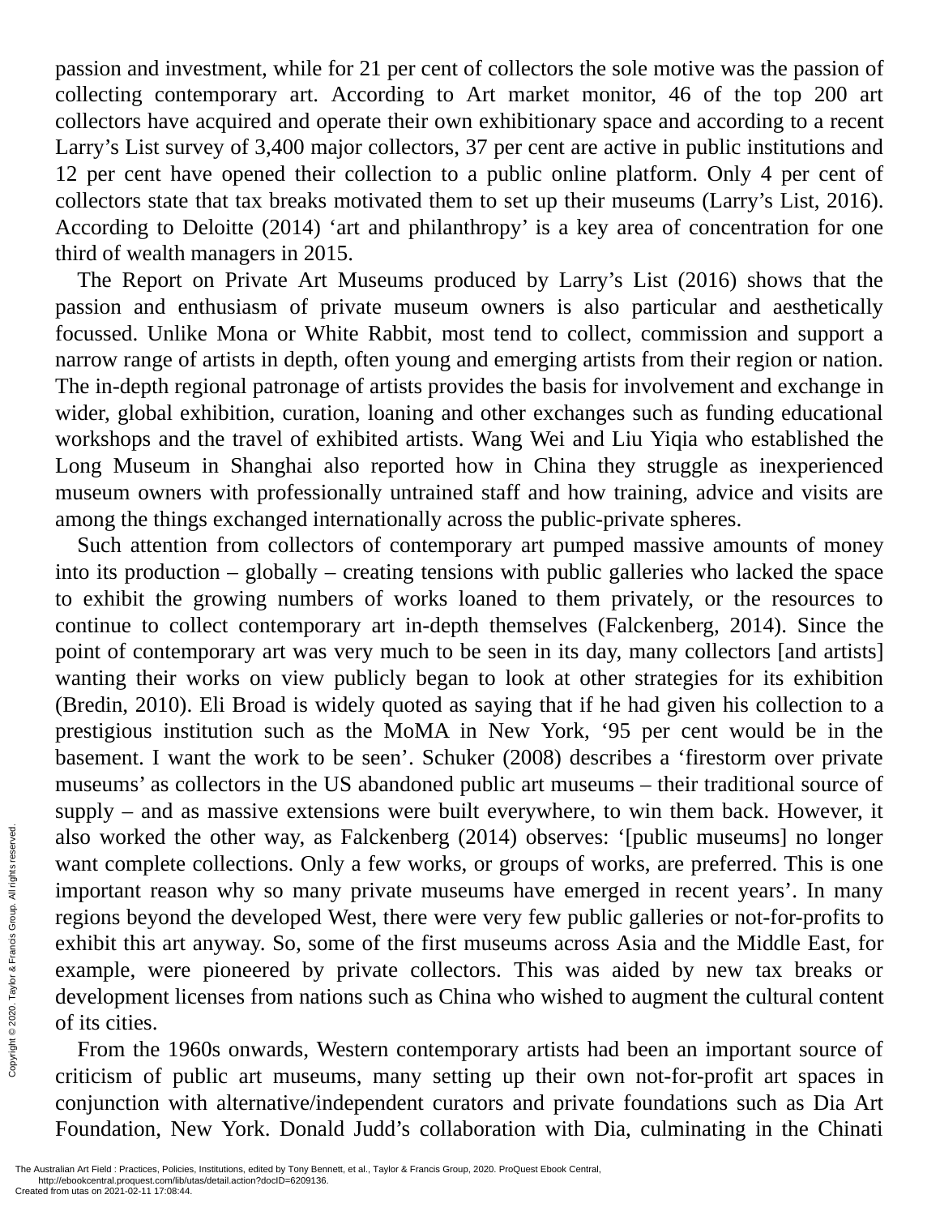passion and investment, while for 21 per cent of collectors the sole motive was the passion of collecting contemporary art. According to Art market monitor, 46 of the top 200 art collectors have acquired and operate their own exhibitionary space and according to a recent Larry's List survey of 3,400 major collectors, 37 per cent are active in public institutions and 12 per cent have opened their collection to a public online platform. Only 4 per cent of collectors state that tax breaks motivated them to set up their museums (Larry's List, 2016). According to Deloitte (2014) 'art and philanthropy' is a key area of concentration for one third of wealth managers in 2015.

The Report on Private Art Museums produced by Larry's List (2016) shows that the passion and enthusiasm of private museum owners is also particular and aesthetically focussed. Unlike Mona or White Rabbit, most tend to collect, commission and support a narrow range of artists in depth, often young and emerging artists from their region or nation. The in-depth regional patronage of artists provides the basis for involvement and exchange in wider, global exhibition, curation, loaning and other exchanges such as funding educational workshops and the travel of exhibited artists. Wang Wei and Liu Yiqia who established the Long Museum in Shanghai also reported how in China they struggle as inexperienced museum owners with professionally untrained staff and how training, advice and visits are among the things exchanged internationally across the public-private spheres.

Such attention from collectors of contemporary art pumped massive amounts of money into its production – globally – creating tensions with public galleries who lacked the space to exhibit the growing numbers of works loaned to them privately, or the resources to continue to collect contemporary art in-depth themselves (Falckenberg, 2014). Since the point of contemporary art was very much to be seen in its day, many collectors [and artists] wanting their works on view publicly began to look at other strategies for its exhibition (Bredin, 2010). Eli Broad is widely quoted as saying that if he had given his collection to a prestigious institution such as the MoMA in New York, '95 per cent would be in the basement. I want the work to be seen'. Schuker (2008) describes a 'firestorm over private museums' as collectors in the US abandoned public art museums – their traditional source of supply – and as massive extensions were built everywhere, to win them back. However, it also worked the other way, as Falckenberg (2014) observes: '[public museums] no longer want complete collections. Only a few works, or groups of works, are preferred. This is one important reason why so many private museums have emerged in recent years'. In many regions beyond the developed West, there were very few public galleries or not-for-profits to exhibit this art anyway. So, some of the first museums across Asia and the Middle East, for example, were pioneered by private collectors. This was aided by new tax breaks or development licenses from nations such as China who wished to augment the cultural content of its cities.

From the 1960s onwards, Western contemporary artists had been an important source of criticism of public art museums, many setting up their own not-for-profit art spaces in conjunction with alternative/independent curators and private foundations such as Dia Art Foundation, New York. Donald Judd's collaboration with Dia, culminating in the Chinati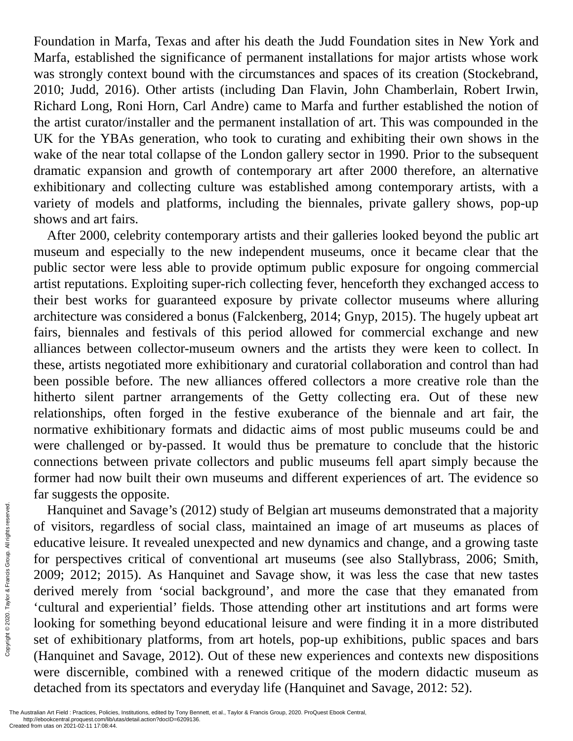Foundation in Marfa, Texas and after his death the Judd Foundation sites in New York and Marfa, established the significance of permanent installations for major artists whose work was strongly context bound with the circumstances and spaces of its creation (Stockebrand, 2010; Judd, 2016). Other artists (including Dan Flavin, John Chamberlain, Robert Irwin, Richard Long, Roni Horn, Carl Andre) came to Marfa and further established the notion of the artist curator/installer and the permanent installation of art. This was compounded in the UK for the YBAs generation, who took to curating and exhibiting their own shows in the wake of the near total collapse of the London gallery sector in 1990. Prior to the subsequent dramatic expansion and growth of contemporary art after 2000 therefore, an alternative exhibitionary and collecting culture was established among contemporary artists, with a variety of models and platforms, including the biennales, private gallery shows, pop-up shows and art fairs.

After 2000, celebrity contemporary artists and their galleries looked beyond the public art museum and especially to the new independent museums, once it became clear that the public sector were less able to provide optimum public exposure for ongoing commercial artist reputations. Exploiting super-rich collecting fever, henceforth they exchanged access to their best works for guaranteed exposure by private collector museums where alluring architecture was considered a bonus (Falckenberg, 2014; Gnyp, 2015). The hugely upbeat art fairs, biennales and festivals of this period allowed for commercial exchange and new alliances between collector-museum owners and the artists they were keen to collect. In these, artists negotiated more exhibitionary and curatorial collaboration and control than had been possible before. The new alliances offered collectors a more creative role than the hitherto silent partner arrangements of the Getty collecting era. Out of these new relationships, often forged in the festive exuberance of the biennale and art fair, the normative exhibitionary formats and didactic aims of most public museums could be and were challenged or by-passed. It would thus be premature to conclude that the historic connections between private collectors and public museums fell apart simply because the former had now built their own museums and different experiences of art. The evidence so far suggests the opposite.

Hanquinet and Savage's (2012) study of Belgian art museums demonstrated that a majority of visitors, regardless of social class, maintained an image of art museums as places of educative leisure. It revealed unexpected and new dynamics and change, and a growing taste for perspectives critical of conventional art museums (see also Stallybrass, 2006; Smith, 2009; 2012; 2015). As Hanquinet and Savage show, it was less the case that new tastes derived merely from 'social background', and more the case that they emanated from 'cultural and experiential' fields. Those attending other art institutions and art forms were looking for something beyond educational leisure and were finding it in a more distributed set of exhibitionary platforms, from art hotels, pop-up exhibitions, public spaces and bars (Hanquinet and Savage, 2012). Out of these new experiences and contexts new dispositions were discernible, combined with a renewed critique of the modern didactic museum as detached from its spectators and everyday life (Hanquinet and Savage, 2012: 52).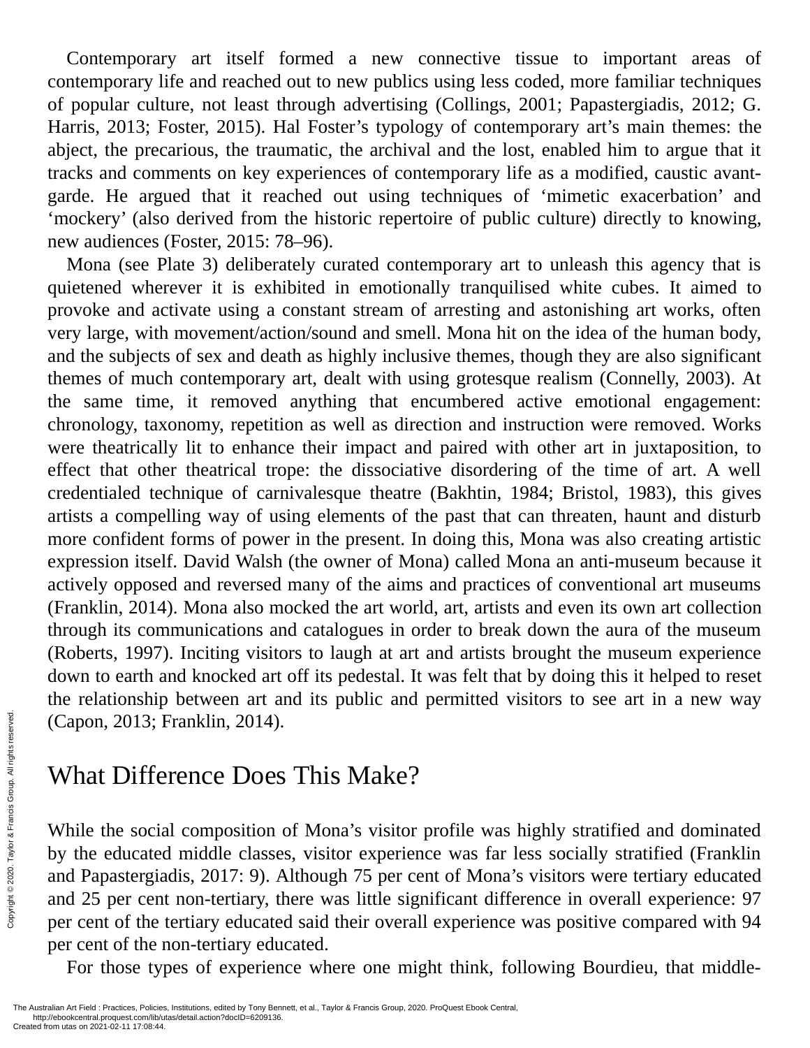Contemporary art itself formed a new connective tissue to important areas of contemporary life and reached out to new publics using less coded, more familiar techniques of popular culture, not least through advertising (Collings, 2001; Papastergiadis, 2012; G. Harris, 2013; Foster, 2015). Hal Foster's typology of contemporary art's main themes: the abject, the precarious, the traumatic, the archival and the lost, enabled him to argue that it tracks and comments on key experiences of contemporary life as a modified, caustic avant-garde. He argued that it reached out using techniques of 'mimetic exacerbation' and 'mockery' (also derived from the historic repertoire of public culture) directly to knowing, new audiences (Foster, 2015: 78–96).

Mona (see Plate 3) deliberately curated contemporary art to unleash this agency that is quietened wherever it is exhibited in emotionally tranquilised white cubes. It aimed to provoke and activate using a constant stream of arresting and astonishing art works, often very large, with movement/action/sound and smell. Mona hit on the idea of the human body, and the subjects of sex and death as highly inclusive themes, though they are also significant themes of much contemporary art, dealt with using grotesque realism (Connelly, 2003). At the same time, it removed anything that encumbered active emotional engagement: chronology, taxonomy, repetition as well as direction and instruction were removed. Works were theatrically lit to enhance their impact and paired with other art in juxtaposition, to effect that other theatrical trope: the dissociative disordering of the time of art. A well credentialed technique of carnivalesque theatre (Bakhtin, 1984; Bristol, 1983), this gives artists a compelling way of using elements of the past that can threaten, haunt and disturb more confident forms of power in the present. In doing this, Mona was also creating artistic expression itself. David Walsh (the owner of Mona) called Mona an anti-museum because it actively opposed and reversed many of the aims and practices of conventional art museums (Franklin, 2014). Mona also mocked the art world, art, artists and even its own art collection through its communications and catalogues in order to break down the aura of the museum (Roberts, 1997). Inciting visitors to laugh at art and artists brought the museum experience down to earth and knocked art off its pedestal. It was felt that by doing this it helped to reset the relationship between art and its public and permitted visitors to see art in a new way (Capon, 2013; Franklin, 2014).

## What Difference Does This Make?

While the social composition of Mona's visitor profile was highly stratified and dominated by the educated middle classes, visitor experience was far less socially stratified (Franklin and Papastergiadis, 2017: 9). Although 75 per cent of Mona's visitors were tertiary educated and 25 per cent non-tertiary, there was little significant difference in overall experience: 97 per cent of the tertiary educated said their overall experience was positive compared with 94 per cent of the non-tertiary educated.

For those types of experience where one might think, following Bourdieu, that middle-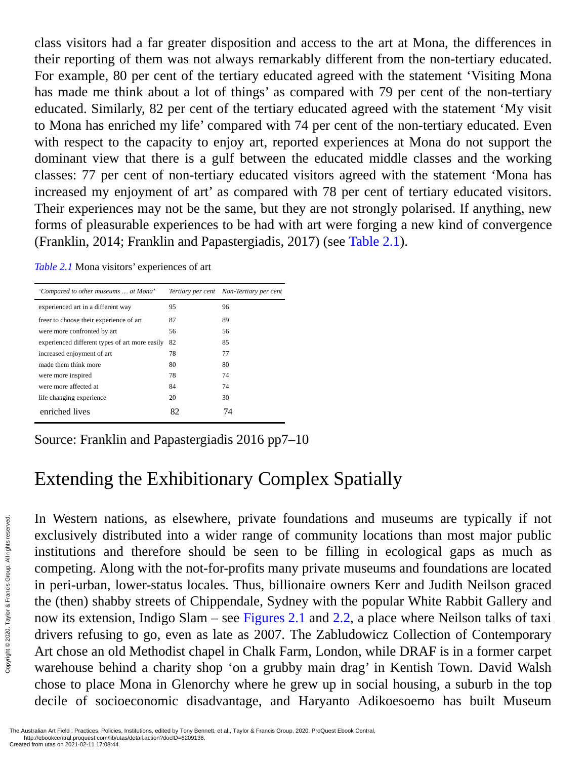class visitors had a far greater disposition and access to the art at Mona, the differences in their reporting of them was not always remarkably different from the non-tertiary educated. For example, 80 per cent of the tertiary educated agreed with the statement 'Visiting Mona has made me think about a lot of things' as compared with 79 per cent of the non-tertiary educated. Similarly, 82 per cent of the tertiary educated agreed with the statement 'My visit to Mona has enriched my life' compared with 74 per cent of the non-tertiary educated. Even with respect to the capacity to enjoy art, reported experiences at Mona do not support the dominant view that there is a gulf between the educated middle classes and the working classes: 77 per cent of non-tertiary educated visitors agreed with the statement 'Mona has increased my enjoyment of art' as compared with 78 per cent of tertiary educated visitors. Their experiences may not be the same, but they are not strongly polarised. If anything, new forms of pleasurable experiences to be had with art were forging a new kind of convergence (Franklin, 2014; Franklin and Papastergiadis, 2017) (see Table 2.1).

*Table 2.1* Mona visitors' experiences of art

| *'Compared to other museums … at Mona'* | *Tertiary per cent* | *Non-Tertiary per cent* |
|---|---|---|
| experienced art in a different way | 95 | 96 |
| freer to choose their experience of art | 87 | 89 |
| were more confronted by art | 56 | 56 |
| experienced different types of art more easily | 82 | 85 |
| increased enjoyment of art | 78 | 77 |
| made them think more | 80 | 80 |
| were more inspired | 78 | 74 |
| were more affected at | 84 | 74 |
| life changing experience | 20 | 30 |
| enriched lives | 82 | 74 |

Source: Franklin and Papastergiadis 2016 pp7–10

## Extending the Exhibitionary Complex Spatially

In Western nations, as elsewhere, private foundations and museums are typically if not exclusively distributed into a wider range of community locations than most major public institutions and therefore should be seen to be filling in ecological gaps as much as competing. Along with the not-for-profits many private museums and foundations are located in peri-urban, lower-status locales. Thus, billionaire owners Kerr and Judith Neilson graced the (then) shabby streets of Chippendale, Sydney with the popular White Rabbit Gallery and now its extension, Indigo Slam – see Figures 2.1 and 2.2, a place where Neilson talks of taxi drivers refusing to go, even as late as 2007. The Zabludowicz Collection of Contemporary Art chose an old Methodist chapel in Chalk Farm, London, while DRAF is in a former carpet warehouse behind a charity shop 'on a grubby main drag' in Kentish Town. David Walsh chose to place Mona in Glenorchy where he grew up in social housing, a suburb in the top decile of socioeconomic disadvantage, and Haryanto Adikoesoemo has built Museum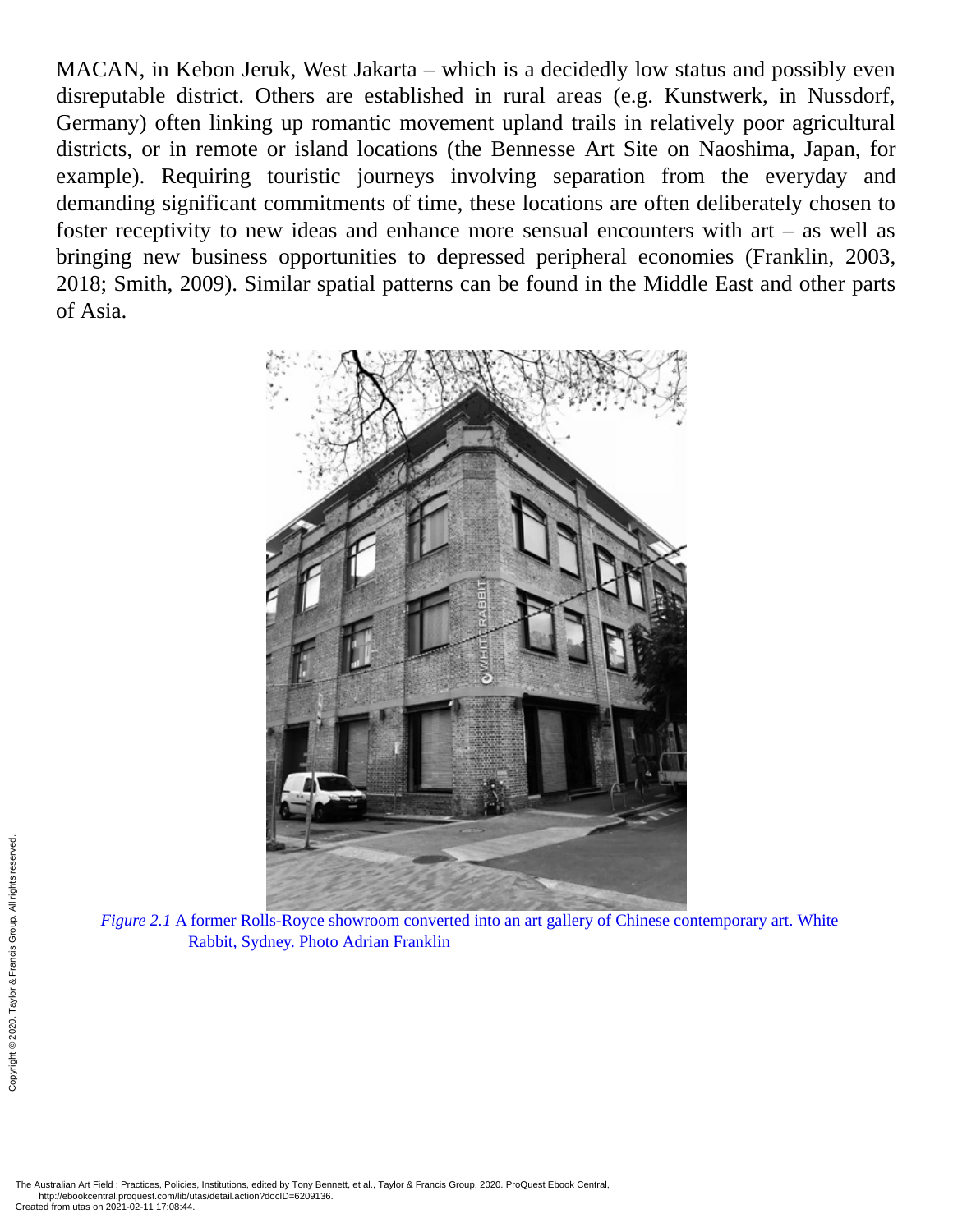MACAN, in Kebon Jeruk, West Jakarta – which is a decidedly low status and possibly even disreputable district. Others are established in rural areas (e.g. Kunstwerk, in Nussdorf, Germany) often linking up romantic movement upland trails in relatively poor agricultural districts, or in remote or island locations (the Bennesse Art Site on Naoshima, Japan, for example). Requiring touristic journeys involving separation from the everyday and demanding significant commitments of time, these locations are often deliberately chosen to foster receptivity to new ideas and enhance more sensual encounters with art – as well as bringing new business opportunities to depressed peripheral economies (Franklin, 2003, 2018; Smith, 2009). Similar spatial patterns can be found in the Middle East and other parts of Asia.

*Figure 2.1* A former Rolls-Royce showroom converted into an art gallery of Chinese contemporary art. White Rabbit, Sydney. Photo Adrian Franklin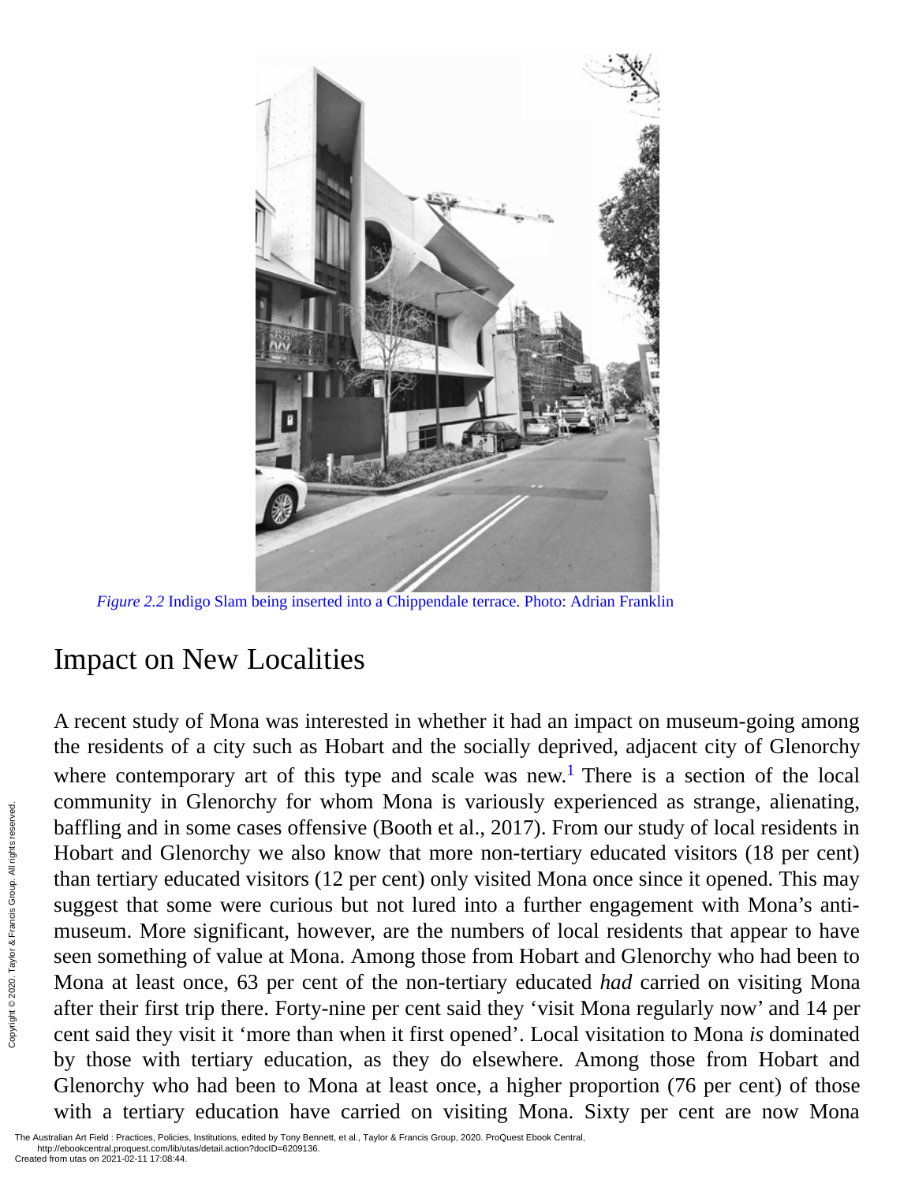*Figure 2.2* Indigo Slam being inserted into a Chippendale terrace. Photo: Adrian Franklin

## Impact on New Localities

A recent study of Mona was interested in whether it had an impact on museum-going among the residents of a city such as Hobart and the socially deprived, adjacent city of Glenorchy where contemporary art of this type and scale was new.[1] There is a section of the local community in Glenorchy for whom Mona is variously experienced as strange, alienating, baffling and in some cases offensive (Booth et al., 2017). From our study of local residents in Hobart and Glenorchy we also know that more non-tertiary educated visitors (18 per cent) than tertiary educated visitors (12 per cent) only visited Mona once since it opened. This may suggest that some were curious but not lured into a further engagement with Mona's anti-museum. More significant, however, are the numbers of local residents that appear to have seen something of value at Mona. Among those from Hobart and Glenorchy who had been to Mona at least once, 63 per cent of the non-tertiary educated *had* carried on visiting Mona after their first trip there. Forty-nine per cent said they 'visit Mona regularly now' and 14 per cent said they visit it 'more than when it first opened'. Local visitation to Mona *is* dominated by those with tertiary education, as they do elsewhere. Among those from Hobart and Glenorchy who had been to Mona at least once, a higher proportion (76 per cent) of those with a tertiary education have carried on visiting Mona. Sixty per cent are now Mona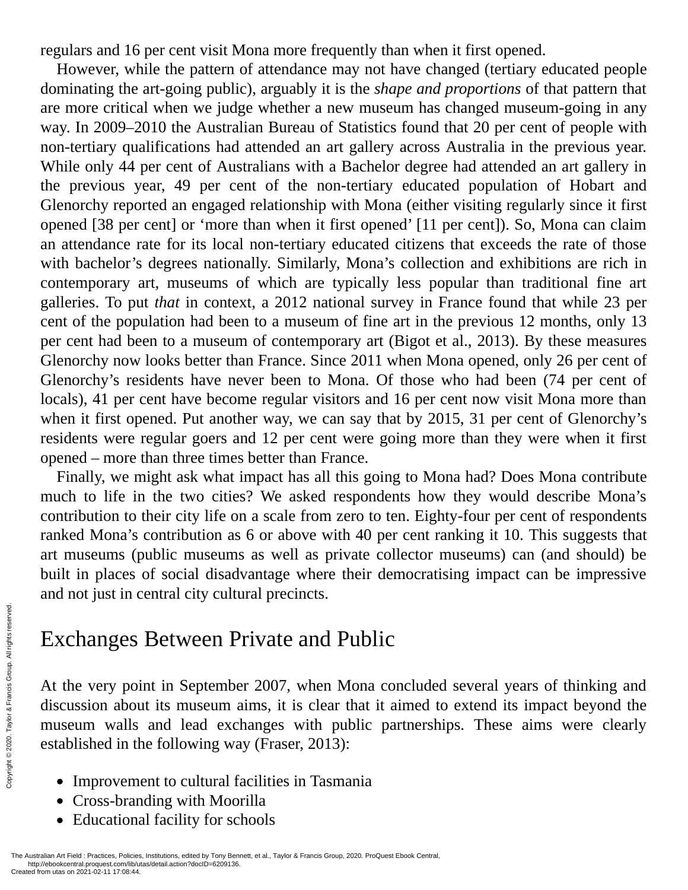regulars and 16 per cent visit Mona more frequently than when it first opened.

However, while the pattern of attendance may not have changed (tertiary educated people dominating the art-going public), arguably it is the *shape and proportions* of that pattern that are more critical when we judge whether a new museum has changed museum-going in any way. In 2009–2010 the Australian Bureau of Statistics found that 20 per cent of people with non-tertiary qualifications had attended an art gallery across Australia in the previous year. While only 44 per cent of Australians with a Bachelor degree had attended an art gallery in the previous year, 49 per cent of the non-tertiary educated population of Hobart and Glenorchy reported an engaged relationship with Mona (either visiting regularly since it first opened [38 per cent] or 'more than when it first opened' [11 per cent]). So, Mona can claim an attendance rate for its local non-tertiary educated citizens that exceeds the rate of those with bachelor's degrees nationally. Similarly, Mona's collection and exhibitions are rich in contemporary art, museums of which are typically less popular than traditional fine art galleries. To put *that* in context, a 2012 national survey in France found that while 23 per cent of the population had been to a museum of fine art in the previous 12 months, only 13 per cent had been to a museum of contemporary art (Bigot et al., 2013). By these measures Glenorchy now looks better than France. Since 2011 when Mona opened, only 26 per cent of Glenorchy's residents have never been to Mona. Of those who had been (74 per cent of locals), 41 per cent have become regular visitors and 16 per cent now visit Mona more than when it first opened. Put another way, we can say that by 2015, 31 per cent of Glenorchy's residents were regular goers and 12 per cent were going more than they were when it first opened – more than three times better than France.

Finally, we might ask what impact has all this going to Mona had? Does Mona contribute much to life in the two cities? We asked respondents how they would describe Mona's contribution to their city life on a scale from zero to ten. Eighty-four per cent of respondents ranked Mona's contribution as 6 or above with 40 per cent ranking it 10. This suggests that art museums (public museums as well as private collector museums) can (and should) be built in places of social disadvantage where their democratising impact can be impressive and not just in central city cultural precincts.

## Exchanges Between Private and Public

At the very point in September 2007, when Mona concluded several years of thinking and discussion about its museum aims, it is clear that it aimed to extend its impact beyond the museum walls and lead exchanges with public partnerships. These aims were clearly established in the following way (Fraser, 2013):

- Improvement to cultural facilities in Tasmania
- Cross-branding with Moorilla
- Educational facility for schools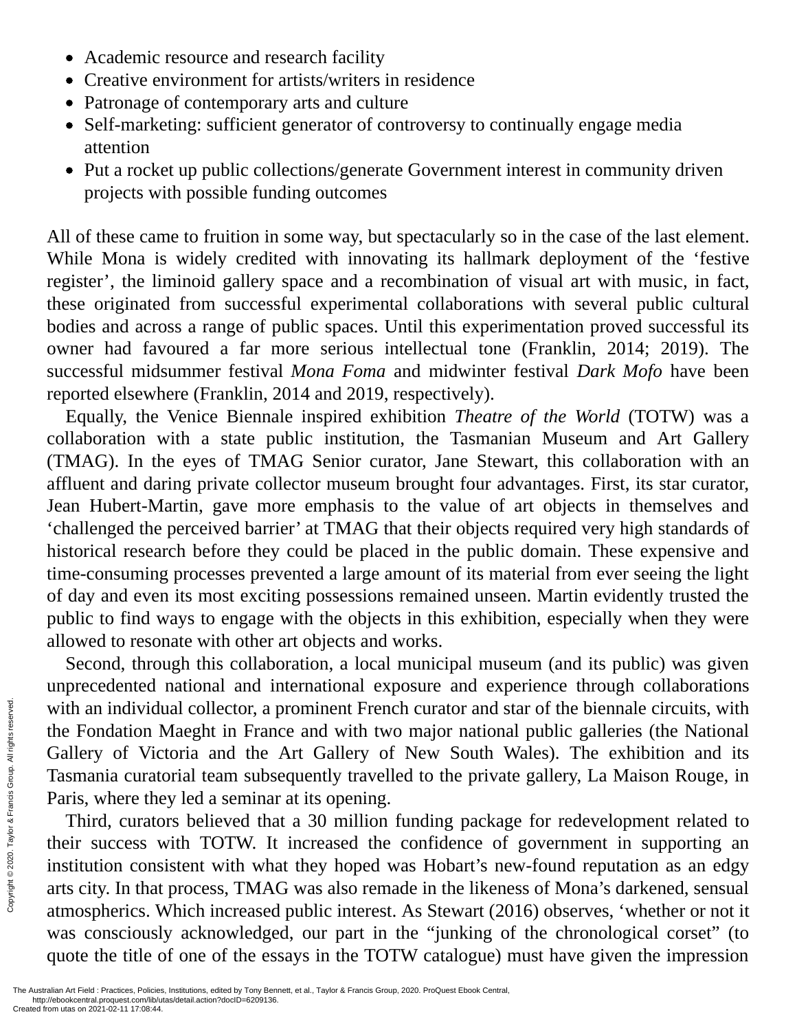- Academic resource and research facility
- Creative environment for artists/writers in residence
- Patronage of contemporary arts and culture
- Self-marketing: sufficient generator of controversy to continually engage media attention
- Put a rocket up public collections/generate Government interest in community driven projects with possible funding outcomes

All of these came to fruition in some way, but spectacularly so in the case of the last element. While Mona is widely credited with innovating its hallmark deployment of the 'festive register', the liminoid gallery space and a recombination of visual art with music, in fact, these originated from successful experimental collaborations with several public cultural bodies and across a range of public spaces. Until this experimentation proved successful its owner had favoured a far more serious intellectual tone (Franklin, 2014; 2019). The successful midsummer festival *Mona Foma* and midwinter festival *Dark Mofo* have been reported elsewhere (Franklin, 2014 and 2019, respectively).

Equally, the Venice Biennale inspired exhibition *Theatre of the World* (TOTW) was a collaboration with a state public institution, the Tasmanian Museum and Art Gallery (TMAG). In the eyes of TMAG Senior curator, Jane Stewart, this collaboration with an affluent and daring private collector museum brought four advantages. First, its star curator, Jean Hubert-Martin, gave more emphasis to the value of art objects in themselves and 'challenged the perceived barrier' at TMAG that their objects required very high standards of historical research before they could be placed in the public domain. These expensive and time-consuming processes prevented a large amount of its material from ever seeing the light of day and even its most exciting possessions remained unseen. Martin evidently trusted the public to find ways to engage with the objects in this exhibition, especially when they were allowed to resonate with other art objects and works.

Second, through this collaboration, a local municipal museum (and its public) was given unprecedented national and international exposure and experience through collaborations with an individual collector, a prominent French curator and star of the biennale circuits, with the Fondation Maeght in France and with two major national public galleries (the National Gallery of Victoria and the Art Gallery of New South Wales). The exhibition and its Tasmania curatorial team subsequently travelled to the private gallery, La Maison Rouge, in Paris, where they led a seminar at its opening.

Third, curators believed that a 30 million funding package for redevelopment related to their success with TOTW. It increased the confidence of government in supporting an institution consistent with what they hoped was Hobart's new-found reputation as an edgy arts city. In that process, TMAG was also remade in the likeness of Mona's darkened, sensual atmospherics. Which increased public interest. As Stewart (2016) observes, 'whether or not it was consciously acknowledged, our part in the "junking of the chronological corset" (to quote the title of one of the essays in the TOTW catalogue) must have given the impression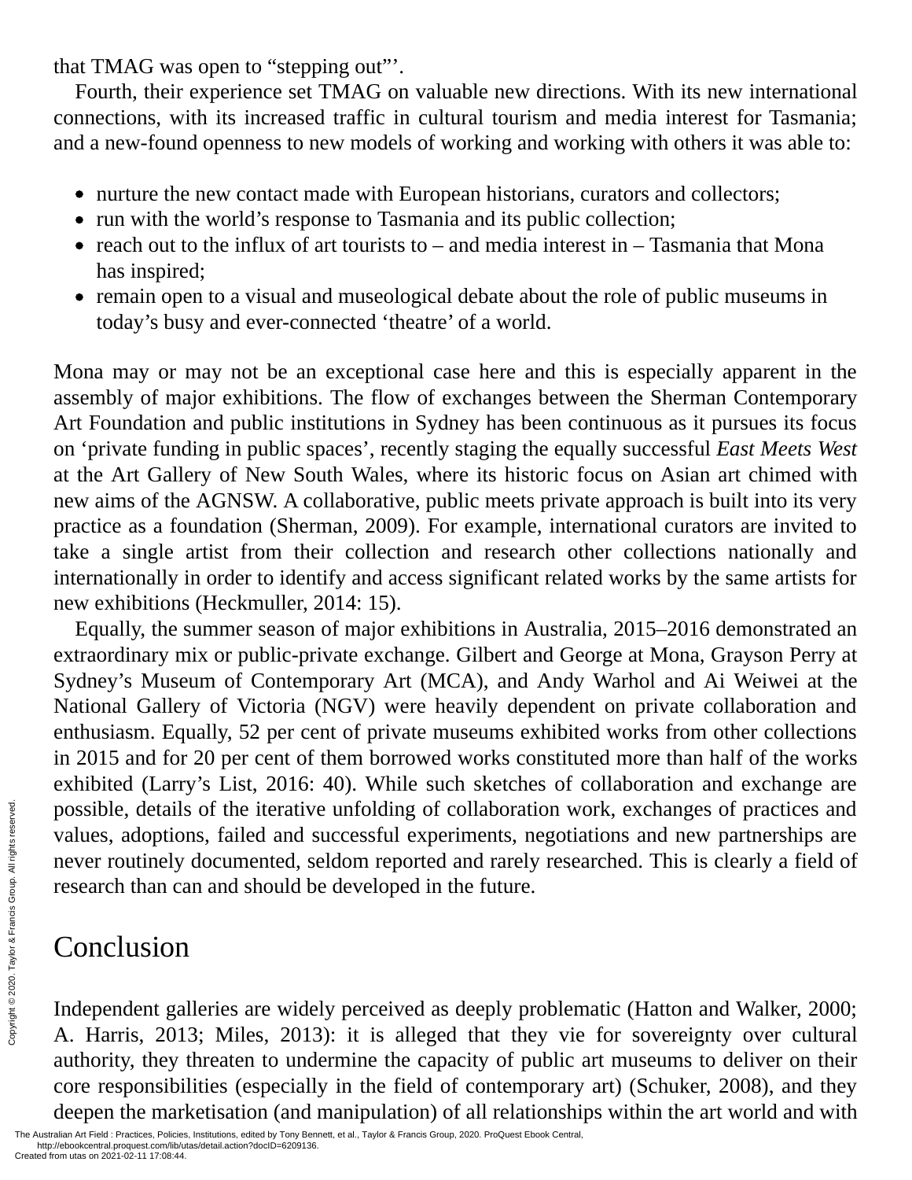that TMAG was open to “stepping out”’.

Fourth, their experience set TMAG on valuable new directions. With its new international connections, with its increased traffic in cultural tourism and media interest for Tasmania; and a new-found openness to new models of working and working with others it was able to:

- nurture the new contact made with European historians, curators and collectors;
- run with the world’s response to Tasmania and its public collection;
- reach out to the influx of art tourists to – and media interest in – Tasmania that Mona has inspired;
- remain open to a visual and museological debate about the role of public museums in today’s busy and ever-connected ‘theatre’ of a world.

Mona may or may not be an exceptional case here and this is especially apparent in the assembly of major exhibitions. The flow of exchanges between the Sherman Contemporary Art Foundation and public institutions in Sydney has been continuous as it pursues its focus on ‘private funding in public spaces’, recently staging the equally successful *East Meets West* at the Art Gallery of New South Wales, where its historic focus on Asian art chimed with new aims of the AGNSW. A collaborative, public meets private approach is built into its very practice as a foundation (Sherman, 2009). For example, international curators are invited to take a single artist from their collection and research other collections nationally and internationally in order to identify and access significant related works by the same artists for new exhibitions (Heckmuller, 2014: 15).

Equally, the summer season of major exhibitions in Australia, 2015–2016 demonstrated an extraordinary mix or public-private exchange. Gilbert and George at Mona, Grayson Perry at Sydney’s Museum of Contemporary Art (MCA), and Andy Warhol and Ai Weiwei at the National Gallery of Victoria (NGV) were heavily dependent on private collaboration and enthusiasm. Equally, 52 per cent of private museums exhibited works from other collections in 2015 and for 20 per cent of them borrowed works constituted more than half of the works exhibited (Larry’s List, 2016: 40). While such sketches of collaboration and exchange are possible, details of the iterative unfolding of collaboration work, exchanges of practices and values, adoptions, failed and successful experiments, negotiations and new partnerships are never routinely documented, seldom reported and rarely researched. This is clearly a field of research than can and should be developed in the future.

## Conclusion

Independent galleries are widely perceived as deeply problematic (Hatton and Walker, 2000; A. Harris, 2013; Miles, 2013): it is alleged that they vie for sovereignty over cultural authority, they threaten to undermine the capacity of public art museums to deliver on their core responsibilities (especially in the field of contemporary art) (Schuker, 2008), and they deepen the marketisation (and manipulation) of all relationships within the art world and with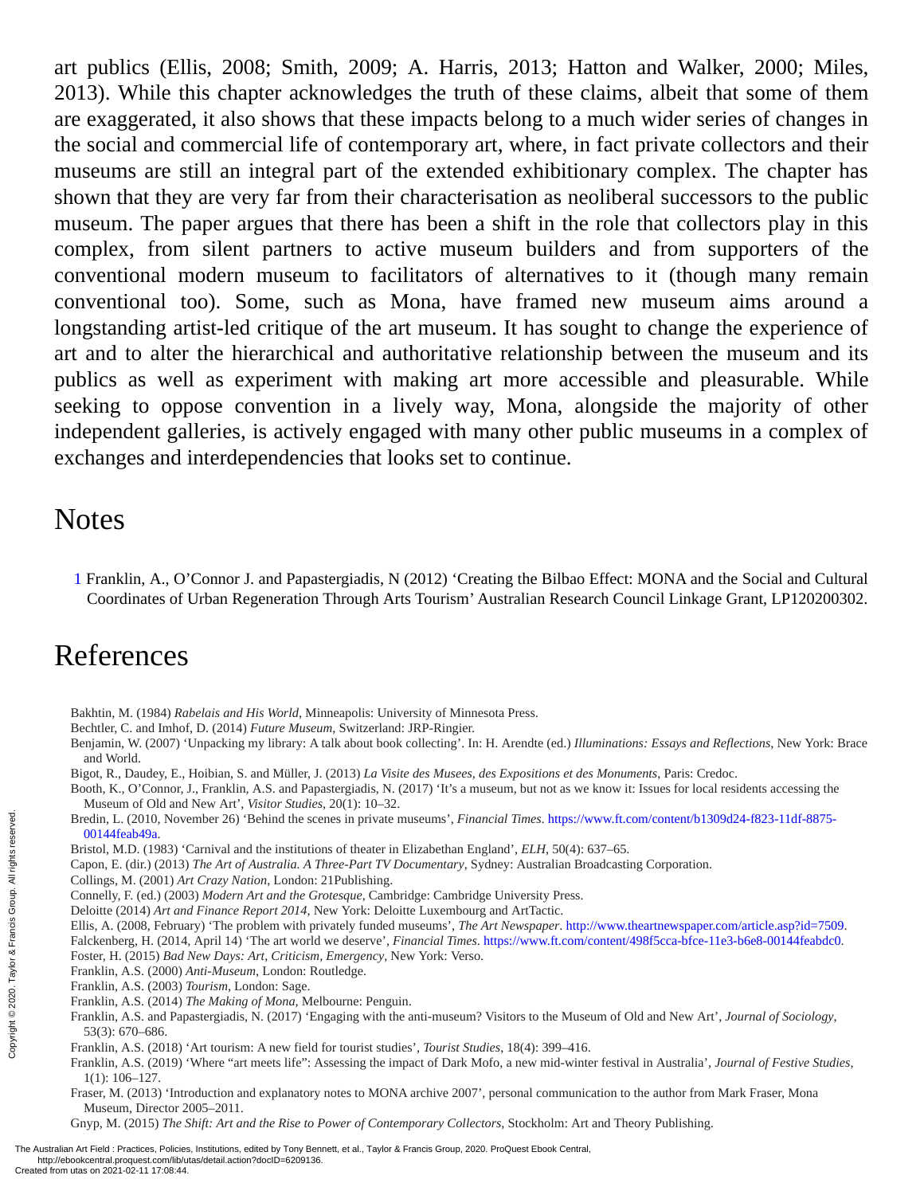art publics (Ellis, 2008; Smith, 2009; A. Harris, 2013; Hatton and Walker, 2000; Miles, 2013). While this chapter acknowledges the truth of these claims, albeit that some of them are exaggerated, it also shows that these impacts belong to a much wider series of changes in the social and commercial life of contemporary art, where, in fact private collectors and their museums are still an integral part of the extended exhibitionary complex. The chapter has shown that they are very far from their characterisation as neoliberal successors to the public museum. The paper argues that there has been a shift in the role that collectors play in this complex, from silent partners to active museum builders and from supporters of the conventional modern museum to facilitators of alternatives to it (though many remain conventional too). Some, such as Mona, have framed new museum aims around a longstanding artist-led critique of the art museum. It has sought to change the experience of art and to alter the hierarchical and authoritative relationship between the museum and its publics as well as experiment with making art more accessible and pleasurable. While seeking to oppose convention in a lively way, Mona, alongside the majority of other independent galleries, is actively engaged with many other public museums in a complex of exchanges and interdependencies that looks set to continue.

# Notes

1 Franklin, A., O'Connor J. and Papastergiadis, N (2012) 'Creating the Bilbao Effect: MONA and the Social and Cultural Coordinates of Urban Regeneration Through Arts Tourism' Australian Research Council Linkage Grant, LP120200302.

# References

Bakhtin, M. (1984) *Rabelais and His World*, Minneapolis: University of Minnesota Press.

Bechtler, C. and Imhof, D. (2014) *Future Museum*, Switzerland: JRP-Ringier.

Benjamin, W. (2007) 'Unpacking my library: A talk about book collecting'. In: H. Arendte (ed.) *Illuminations: Essays and Reflections*, New York: Brace and World.

Bigot, R., Daudey, E., Hoibian, S. and Müller, J. (2013) *La Visite des Musees, des Expositions et des Monuments*, Paris: Credoc.

Booth, K., O'Connor, J., Franklin, A.S. and Papastergiadis, N. (2017) 'It's a museum, but not as we know it: Issues for local residents accessing the Museum of Old and New Art', *Visitor Studies*, 20(1): 10–32.

Bredin, L. (2010, November 26) 'Behind the scenes in private museums', *Financial Times*. https://www.ft.com/content/b1309d24-f823-11df-8875-00144feab49a.

Bristol, M.D. (1983) 'Carnival and the institutions of theater in Elizabethan England', *ELH*, 50(4): 637–65.

Capon, E. (dir.) (2013) *The Art of Australia. A Three-Part TV Documentary*, Sydney: Australian Broadcasting Corporation.

Collings, M. (2001) *Art Crazy Nation*, London: 21Publishing.

Connelly, F. (ed.) (2003) *Modern Art and the Grotesque*, Cambridge: Cambridge University Press.

Deloitte (2014) *Art and Finance Report 2014*, New York: Deloitte Luxembourg and ArtTactic.

Ellis, A. (2008, February) 'The problem with privately funded museums', *The Art Newspaper*. http://www.theartnewspaper.com/article.asp?id=7509.

Falckenberg, H. (2014, April 14) 'The art world we deserve', *Financial Times*. https://www.ft.com/content/498f5cca-bfce-11e3-b6e8-00144feabdc0.

Foster, H. (2015) *Bad New Days: Art, Criticism, Emergency*, New York: Verso.

Franklin, A.S. (2000) *Anti-Museum*, London: Routledge.

Franklin, A.S. (2003) *Tourism*, London: Sage.

Franklin, A.S. (2014) *The Making of Mona*, Melbourne: Penguin.

Franklin, A.S. and Papastergiadis, N. (2017) 'Engaging with the anti-museum? Visitors to the Museum of Old and New Art', *Journal of Sociology*, 53(3): 670–686.

Franklin, A.S. (2018) 'Art tourism: A new field for tourist studies', *Tourist Studies*, 18(4): 399–416.

Franklin, A.S. (2019) 'Where "art meets life": Assessing the impact of Dark Mofo, a new mid-winter festival in Australia', *Journal of Festive Studies*, 1(1): 106–127.

Fraser, M. (2013) 'Introduction and explanatory notes to MONA archive 2007', personal communication to the author from Mark Fraser, Mona Museum, Director 2005–2011.

Gnyp, M. (2015) *The Shift: Art and the Rise to Power of Contemporary Collectors*, Stockholm: Art and Theory Publishing.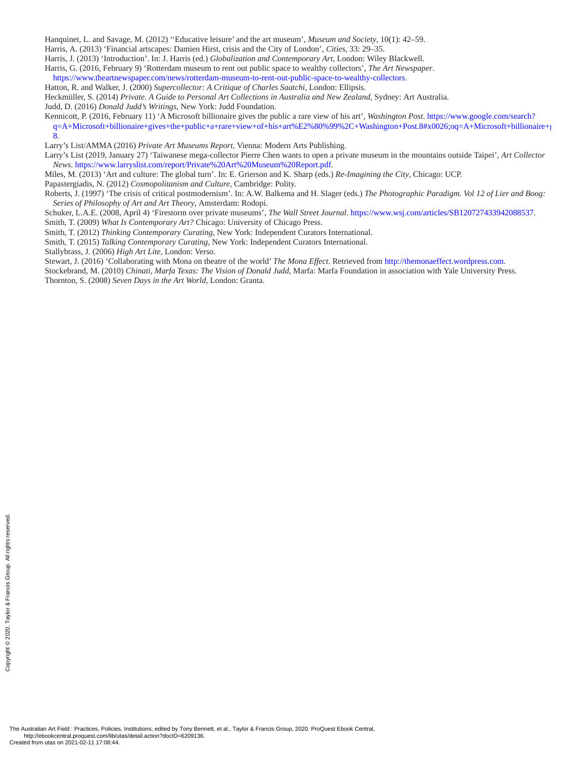Hanquinet, L. and Savage, M. (2012) ''Educative leisure' and the art museum', *Museum and Society*, 10(1): 42–59.

Harris, A. (2013) 'Financial artscapes: Damien Hirst, crisis and the City of London', *Cities*, 33: 29–35.

Harris, J. (2013) 'Introduction'. In: J. Harris (ed.) *Globalization and Contemporary Art*, London: Wiley Blackwell.

Harris, G. (2016, February 9) 'Rotterdam museum to rent out public space to wealthy collectors', *The Art Newspaper*. https://www.theartnewspaper.com/news/rotterdam-museum-to-rent-out-public-space-to-wealthy-collectors.

Hatton, R. and Walker, J. (2000) *Supercollector: A Critique of Charles Saatchi*, London: Ellipsis.

Heckmüller, S. (2014) *Private. A Guide to Personal Art Collections in Australia and New Zealand*, Sydney: Art Australia.

Judd, D. (2016) *Donald Judd's Writings*, New York: Judd Foundation.

Kennicott, P. (2016, February 11) 'A Microsoft billionaire gives the public a rare view of his art', *Washington Post*. https://www.google.com/search?q=A+Microsoft+billionaire+gives+the+public+a+rare+view+of+his+art%E2%80%99%2C+Washington+Post.8#x0026;oq=A+Microsoft+billionaire+g 8.

Larry's List/AMMA (2016) *Private Art Museums Report*, Vienna: Modern Arts Publishing.

Larry's List (2019, January 27) 'Taiwanese mega-collector Pierre Chen wants to open a private museum in the mountains outside Taipei', *Art Collector News*. https://www.larryslist.com/report/Private%20Art%20Museum%20Report.pdf.

Miles, M. (2013) 'Art and culture: The global turn'. In: E. Grierson and K. Sharp (eds.) *Re-Imagining the City*, Chicago: UCP.

Papastergiadis, N. (2012) *Cosmopolitanism and Culture*, Cambridge: Polity.

Roberts, J. (1997) 'The crisis of critical postmodernism'. In: A.W. Balkema and H. Slager (eds.) *The Photographic Paradigm. Vol 12 of Lier and Boog: Series of Philosophy of Art and Art Theory*, Amsterdam: Rodopi.

Schuker, L.A.E. (2008, April 4) 'Firestorm over private museums', *The Wall Street Journal*. https://www.wsj.com/articles/SB120727433942088537.

Smith, T. (2009) *What Is Contemporary Art?* Chicago: University of Chicago Press.

Smith, T. (2012) *Thinking Contemporary Curating*, New York: Independent Curators International.

Smith, T. (2015) *Talking Contemporary Curating*, New York: Independent Curators International.

Stallybrass, J. (2006) *High Art Lite*, London: Verso.

Stewart, J. (2016) 'Collaborating with Mona on theatre of the world' *The Mona Effect*. Retrieved from http://themonaeffect.wordpress.com.

Stockebrand, M. (2010) *Chinati, Marfa Texas: The Vision of Donald Judd*, Marfa: Marfa Foundation in association with Yale University Press.

Thornton, S. (2008) *Seven Days in the Art World*, London: Granta.